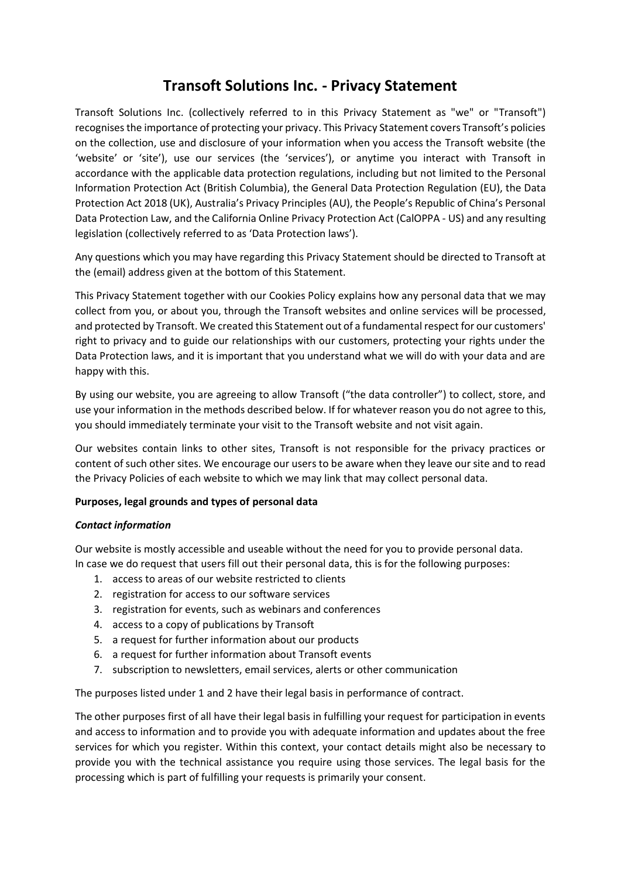# Transoft Solutions Inc. - Privacy Statement

Transoft Solutions Inc. (collectively referred to in this Privacy Statement as "we" or "Transoft") recognises the importance of protecting your privacy. This Privacy Statement covers Transoft's policies on the collection, use and disclosure of your information when you access the Transoft website (the 'website' or 'site'), use our services (the 'services'), or anytime you interact with Transoft in accordance with the applicable data protection regulations, including but not limited to the Personal Information Protection Act (British Columbia), the General Data Protection Regulation (EU), the Data Protection Act 2018 (UK), Australia's Privacy Principles (AU), the People's Republic of China's Personal Data Protection Law, and the California Online Privacy Protection Act (CalOPPA - US) and any resulting legislation (collectively referred to as 'Data Protection laws').

Any questions which you may have regarding this Privacy Statement should be directed to Transoft at the (email) address given at the bottom of this Statement.

This Privacy Statement together with our Cookies Policy explains how any personal data that we may collect from you, or about you, through the Transoft websites and online services will be processed, and protected by Transoft. We created this Statement out of a fundamental respect for our customers' right to privacy and to guide our relationships with our customers, protecting your rights under the Data Protection laws, and it is important that you understand what we will do with your data and are happy with this.

By using our website, you are agreeing to allow Transoft ("the data controller") to collect, store, and use your information in the methods described below. If for whatever reason you do not agree to this, you should immediately terminate your visit to the Transoft website and not visit again.

Our websites contain links to other sites, Transoft is not responsible for the privacy practices or content of such other sites. We encourage our users to be aware when they leave our site and to read the Privacy Policies of each website to which we may link that may collect personal data.

**Purposes, legal grounds and types of personal data**

***Contact information***

Our website is mostly accessible and useable without the need for you to provide personal data. In case we do request that users fill out their personal data, this is for the following purposes:

1. access to areas of our website restricted to clients
2. registration for access to our software services
3. registration for events, such as webinars and conferences
4. access to a copy of publications by Transoft
5. a request for further information about our products
6. a request for further information about Transoft events
7. subscription to newsletters, email services, alerts or other communication

The purposes listed under 1 and 2 have their legal basis in performance of contract.

The other purposes first of all have their legal basis in fulfilling your request for participation in events and access to information and to provide you with adequate information and updates about the free services for which you register. Within this context, your contact details might also be necessary to provide you with the technical assistance you require using those services. The legal basis for the processing which is part of fulfilling your requests is primarily your consent.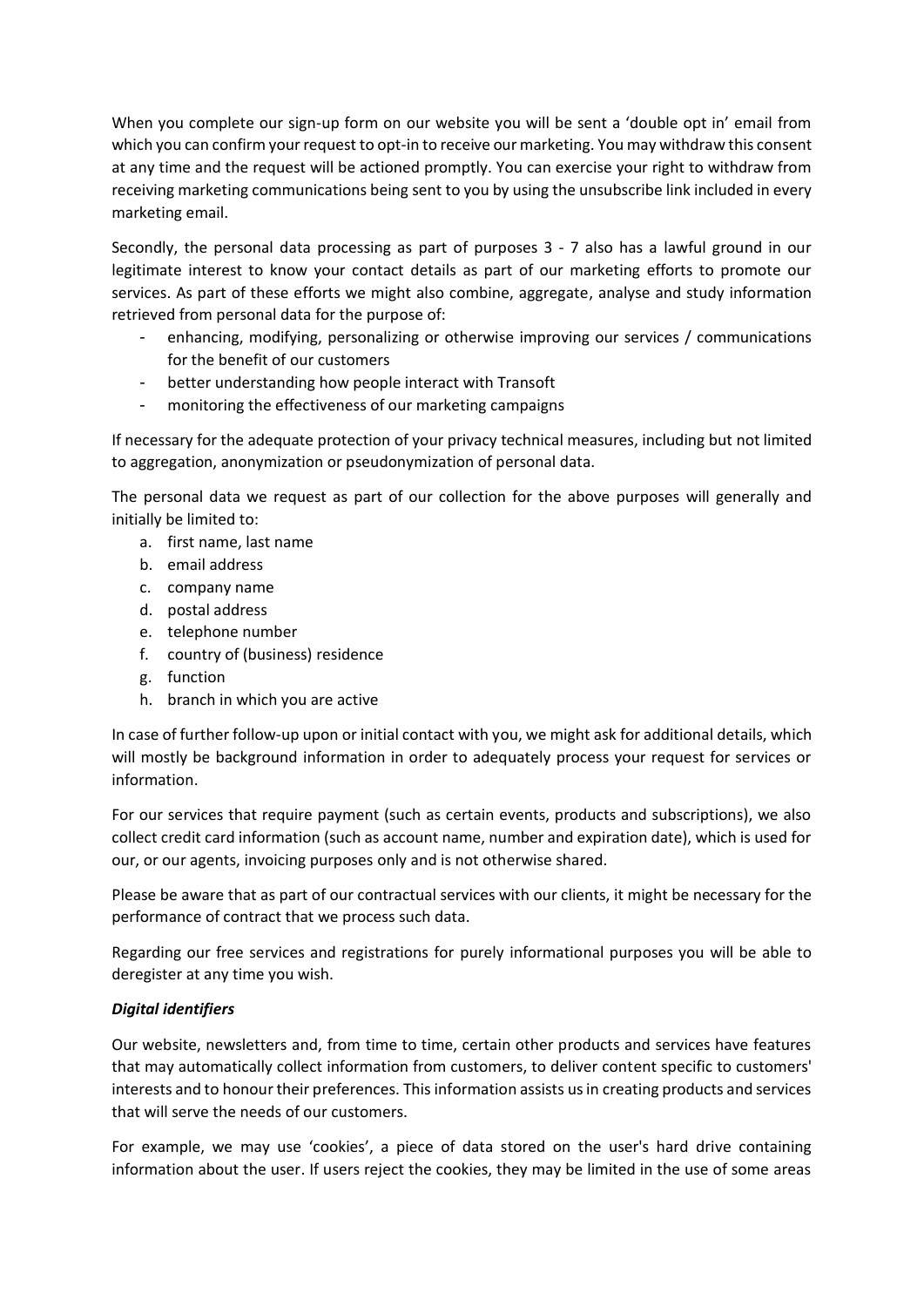When you complete our sign-up form on our website you will be sent a 'double opt in' email from which you can confirm your request to opt-in to receive our marketing. You may withdraw this consent at any time and the request will be actioned promptly. You can exercise your right to withdraw from receiving marketing communications being sent to you by using the unsubscribe link included in every marketing email.

Secondly, the personal data processing as part of purposes 3 - 7 also has a lawful ground in our legitimate interest to know your contact details as part of our marketing efforts to promote our services. As part of these efforts we might also combine, aggregate, analyse and study information retrieved from personal data for the purpose of:

- enhancing, modifying, personalizing or otherwise improving our services / communications for the benefit of our customers
- better understanding how people interact with Transoft
- monitoring the effectiveness of our marketing campaigns

If necessary for the adequate protection of your privacy technical measures, including but not limited to aggregation, anonymization or pseudonymization of personal data.

The personal data we request as part of our collection for the above purposes will generally and initially be limited to:

a. first name, last name
b. email address
c. company name
d. postal address
e. telephone number
f. country of (business) residence
g. function
h. branch in which you are active

In case of further follow-up upon or initial contact with you, we might ask for additional details, which will mostly be background information in order to adequately process your request for services or information.

For our services that require payment (such as certain events, products and subscriptions), we also collect credit card information (such as account name, number and expiration date), which is used for our, or our agents, invoicing purposes only and is not otherwise shared.

Please be aware that as part of our contractual services with our clients, it might be necessary for the performance of contract that we process such data.

Regarding our free services and registrations for purely informational purposes you will be able to deregister at any time you wish.

***Digital identifiers***

Our website, newsletters and, from time to time, certain other products and services have features that may automatically collect information from customers, to deliver content specific to customers' interests and to honour their preferences. This information assists us in creating products and services that will serve the needs of our customers.

For example, we may use 'cookies', a piece of data stored on the user's hard drive containing information about the user. If users reject the cookies, they may be limited in the use of some areas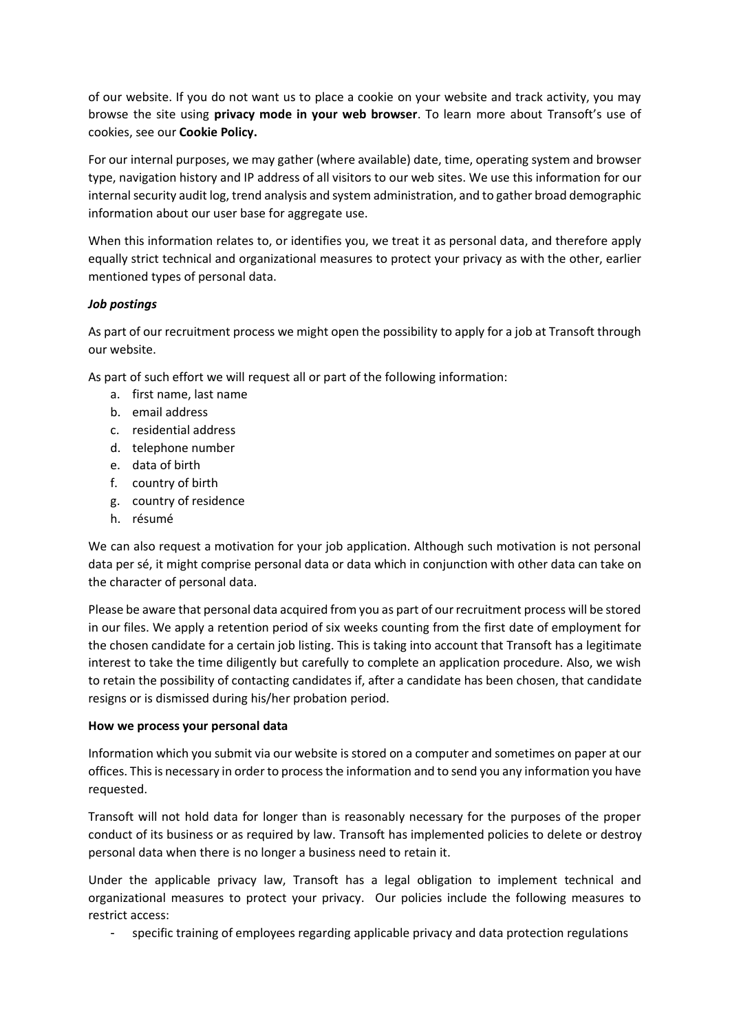of our website. If you do not want us to place a cookie on your website and track activity, you may browse the site using **privacy mode in your web browser**. To learn more about Transoft's use of cookies, see our **Cookie Policy.**

For our internal purposes, we may gather (where available) date, time, operating system and browser type, navigation history and IP address of all visitors to our web sites. We use this information for our internal security audit log, trend analysis and system administration, and to gather broad demographic information about our user base for aggregate use.

When this information relates to, or identifies you, we treat it as personal data, and therefore apply equally strict technical and organizational measures to protect your privacy as with the other, earlier mentioned types of personal data.

***Job postings***

As part of our recruitment process we might open the possibility to apply for a job at Transoft through our website.

As part of such effort we will request all or part of the following information:

a. first name, last name
b. email address
c. residential address
d. telephone number
e. data of birth
f. country of birth
g. country of residence
h. résumé

We can also request a motivation for your job application. Although such motivation is not personal data per sé, it might comprise personal data or data which in conjunction with other data can take on the character of personal data.

Please be aware that personal data acquired from you as part of our recruitment process will be stored in our files. We apply a retention period of six weeks counting from the first date of employment for the chosen candidate for a certain job listing. This is taking into account that Transoft has a legitimate interest to take the time diligently but carefully to complete an application procedure. Also, we wish to retain the possibility of contacting candidates if, after a candidate has been chosen, that candidate resigns or is dismissed during his/her probation period.

**How we process your personal data**

Information which you submit via our website is stored on a computer and sometimes on paper at our offices. This is necessary in order to process the information and to send you any information you have requested.

Transoft will not hold data for longer than is reasonably necessary for the purposes of the proper conduct of its business or as required by law. Transoft has implemented policies to delete or destroy personal data when there is no longer a business need to retain it.

Under the applicable privacy law, Transoft has a legal obligation to implement technical and organizational measures to protect your privacy. Our policies include the following measures to restrict access:

- specific training of employees regarding applicable privacy and data protection regulations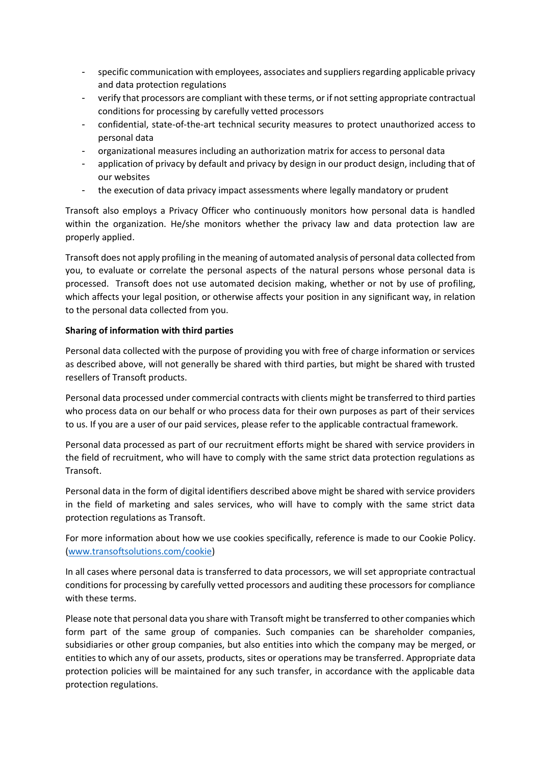- specific communication with employees, associates and suppliers regarding applicable privacy and data protection regulations
- verify that processors are compliant with these terms, or if not setting appropriate contractual conditions for processing by carefully vetted processors
- confidential, state-of-the-art technical security measures to protect unauthorized access to personal data
- organizational measures including an authorization matrix for access to personal data
- application of privacy by default and privacy by design in our product design, including that of our websites
- the execution of data privacy impact assessments where legally mandatory or prudent

Transoft also employs a Privacy Officer who continuously monitors how personal data is handled within the organization. He/she monitors whether the privacy law and data protection law are properly applied.

Transoft does not apply profiling in the meaning of automated analysis of personal data collected from you, to evaluate or correlate the personal aspects of the natural persons whose personal data is processed. Transoft does not use automated decision making, whether or not by use of profiling, which affects your legal position, or otherwise affects your position in any significant way, in relation to the personal data collected from you.

**Sharing of information with third parties**

Personal data collected with the purpose of providing you with free of charge information or services as described above, will not generally be shared with third parties, but might be shared with trusted resellers of Transoft products.

Personal data processed under commercial contracts with clients might be transferred to third parties who process data on our behalf or who process data for their own purposes as part of their services to us. If you are a user of our paid services, please refer to the applicable contractual framework.

Personal data processed as part of our recruitment efforts might be shared with service providers in the field of recruitment, who will have to comply with the same strict data protection regulations as Transoft.

Personal data in the form of digital identifiers described above might be shared with service providers in the field of marketing and sales services, who will have to comply with the same strict data protection regulations as Transoft.

For more information about how we use cookies specifically, reference is made to our Cookie Policy. ([www.transoftsolutions.com/cookie](www.transoftsolutions.com/cookie))

In all cases where personal data is transferred to data processors, we will set appropriate contractual conditions for processing by carefully vetted processors and auditing these processors for compliance with these terms.

Please note that personal data you share with Transoft might be transferred to other companies which form part of the same group of companies. Such companies can be shareholder companies, subsidiaries or other group companies, but also entities into which the company may be merged, or entities to which any of our assets, products, sites or operations may be transferred. Appropriate data protection policies will be maintained for any such transfer, in accordance with the applicable data protection regulations.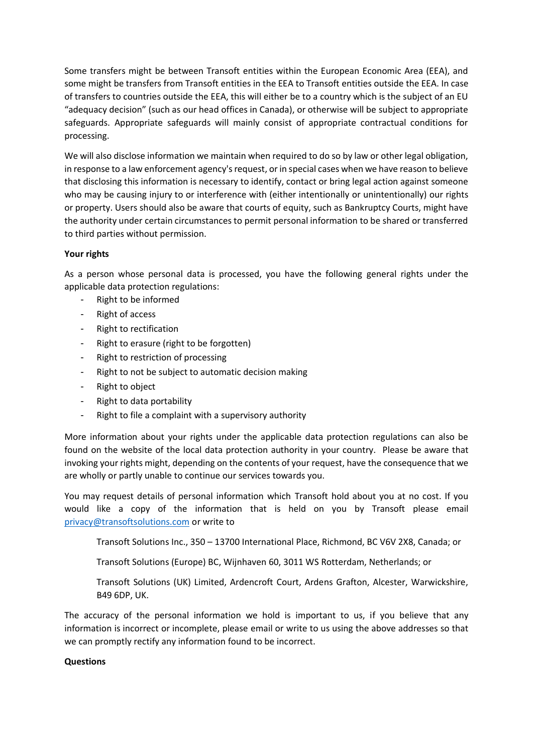Some transfers might be between Transoft entities within the European Economic Area (EEA), and some might be transfers from Transoft entities in the EEA to Transoft entities outside the EEA. In case of transfers to countries outside the EEA, this will either be to a country which is the subject of an EU "adequacy decision" (such as our head offices in Canada), or otherwise will be subject to appropriate safeguards. Appropriate safeguards will mainly consist of appropriate contractual conditions for processing.

We will also disclose information we maintain when required to do so by law or other legal obligation, in response to a law enforcement agency's request, or in special cases when we have reason to believe that disclosing this information is necessary to identify, contact or bring legal action against someone who may be causing injury to or interference with (either intentionally or unintentionally) our rights or property. Users should also be aware that courts of equity, such as Bankruptcy Courts, might have the authority under certain circumstances to permit personal information to be shared or transferred to third parties without permission.

**Your rights**

As a person whose personal data is processed, you have the following general rights under the applicable data protection regulations:

- Right to be informed
- Right of access
- Right to rectification
- Right to erasure (right to be forgotten)
- Right to restriction of processing
- Right to not be subject to automatic decision making
- Right to object
- Right to data portability
- Right to file a complaint with a supervisory authority

More information about your rights under the applicable data protection regulations can also be found on the website of the local data protection authority in your country. Please be aware that invoking your rights might, depending on the contents of your request, have the consequence that we are wholly or partly unable to continue our services towards you.

You may request details of personal information which Transoft hold about you at no cost. If you would like a copy of the information that is held on you by Transoft please email privacy@transoftsolutions.com or write to

> Transoft Solutions Inc., 350 – 13700 International Place, Richmond, BC V6V 2X8, Canada; or
>
> Transoft Solutions (Europe) BC, Wijnhaven 60, 3011 WS Rotterdam, Netherlands; or
>
> Transoft Solutions (UK) Limited, Ardencroft Court, Ardens Grafton, Alcester, Warwickshire, B49 6DP, UK.

The accuracy of the personal information we hold is important to us, if you believe that any information is incorrect or incomplete, please email or write to us using the above addresses so that we can promptly rectify any information found to be incorrect.

**Questions**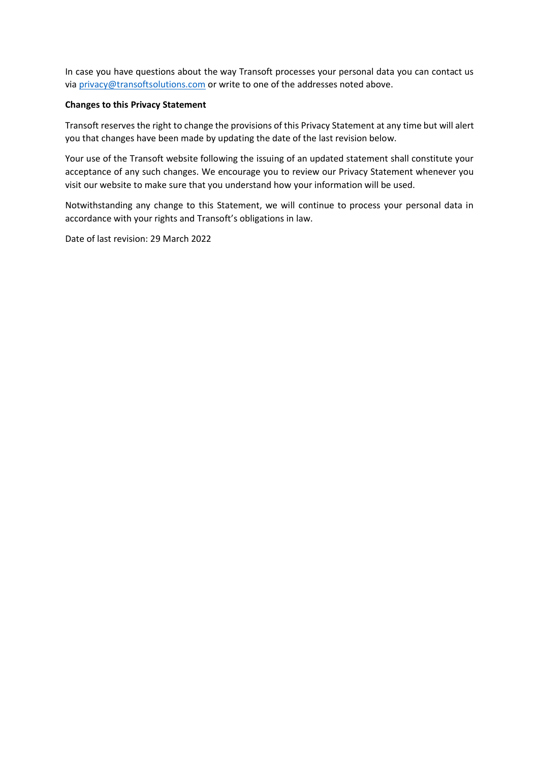In case you have questions about the way Transoft processes your personal data you can contact us via [privacy@transoftsolutions.com](mailto:privacy@transoftsolutions.com) or write to one of the addresses noted above.

**Changes to this Privacy Statement**

Transoft reserves the right to change the provisions of this Privacy Statement at any time but will alert you that changes have been made by updating the date of the last revision below.

Your use of the Transoft website following the issuing of an updated statement shall constitute your acceptance of any such changes. We encourage you to review our Privacy Statement whenever you visit our website to make sure that you understand how your information will be used.

Notwithstanding any change to this Statement, we will continue to process your personal data in accordance with your rights and Transoft's obligations in law.

Date of last revision: 29 March 2022